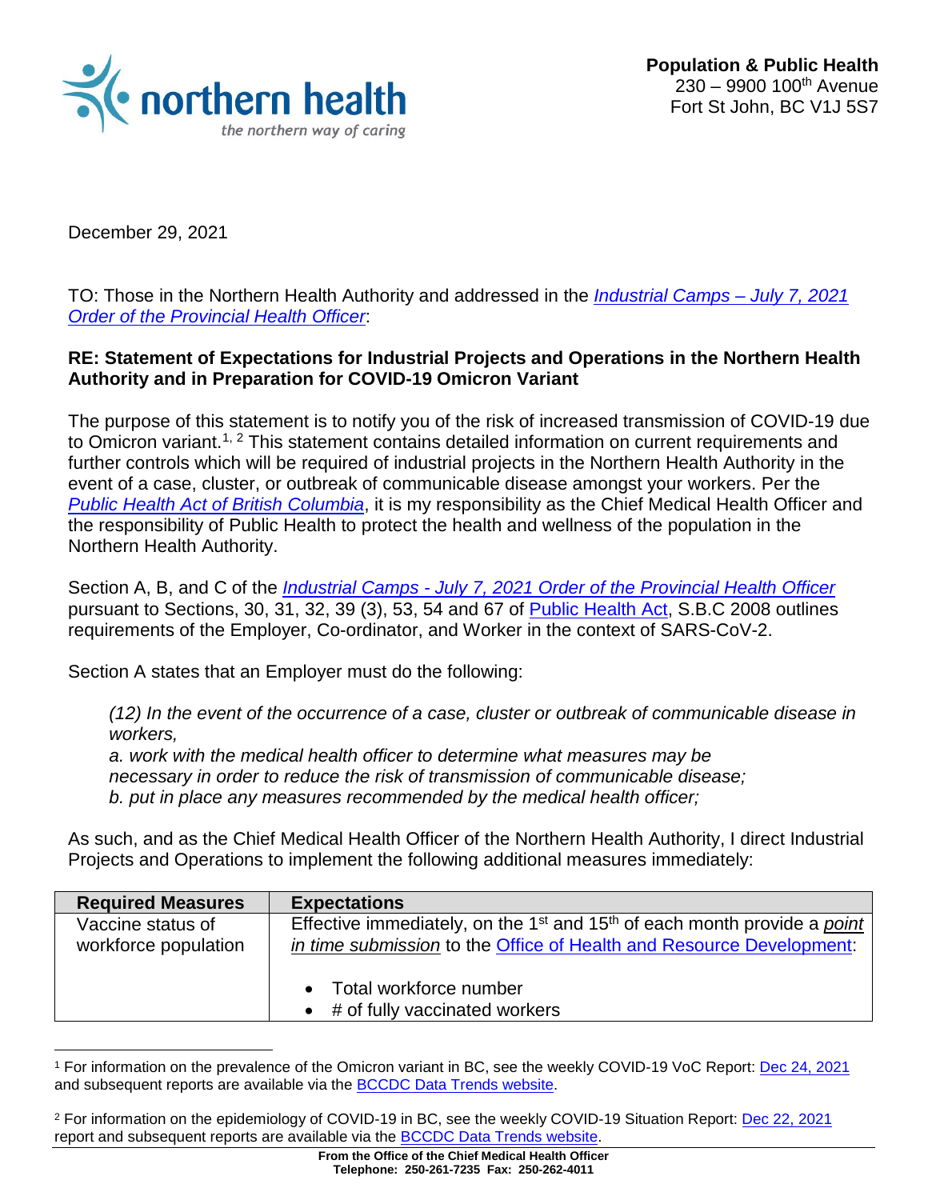**Population & Public Health**
230 – 9900 100th Avenue
Fort St John, BC V1J 5S7

December 29, 2021

TO: Those in the Northern Health Authority and addressed in the *Industrial Camps – July 7, 2021 Order of the Provincial Health Officer*:

**RE: Statement of Expectations for Industrial Projects and Operations in the Northern Health Authority and in Preparation for COVID-19 Omicron Variant**

The purpose of this statement is to notify you of the risk of increased transmission of COVID-19 due to Omicron variant.[1, 2] This statement contains detailed information on current requirements and further controls which will be required of industrial projects in the Northern Health Authority in the event of a case, cluster, or outbreak of communicable disease amongst your workers. Per the *Public Health Act of British Columbia*, it is my responsibility as the Chief Medical Health Officer and the responsibility of Public Health to protect the health and wellness of the population in the Northern Health Authority.

Section A, B, and C of the *Industrial Camps - July 7, 2021 Order of the Provincial Health Officer* pursuant to Sections, 30, 31, 32, 39 (3), 53, 54 and 67 of Public Health Act, S.B.C 2008 outlines requirements of the Employer, Co-ordinator, and Worker in the context of SARS-CoV-2.

Section A states that an Employer must do the following:

> *(12) In the event of the occurrence of a case, cluster or outbreak of communicable disease in workers,*
> *a. work with the medical health officer to determine what measures may be necessary in order to reduce the risk of transmission of communicable disease;*
> *b. put in place any measures recommended by the medical health officer;*

As such, and as the Chief Medical Health Officer of the Northern Health Authority, I direct Industrial Projects and Operations to implement the following additional measures immediately:

| Required Measures | Expectations |
|---|---|
| Vaccine status of workforce population | Effective immediately, on the 1st and 15th of each month provide a *point in time submission* to the Office of Health and Resource Development:<br><br>• Total workforce number<br>• # of fully vaccinated workers |

[1] For information on the prevalence of the Omicron variant in BC, see the weekly COVID-19 VoC Report: Dec 24, 2021 and subsequent reports are available via the BCCDC Data Trends website.

[2] For information on the epidemiology of COVID-19 in BC, see the weekly COVID-19 Situation Report: Dec 22, 2021 report and subsequent reports are available via the BCCDC Data Trends website.

**From the Office of the Chief Medical Health Officer**
**Telephone: 250-261-7235 Fax: 250-262-4011**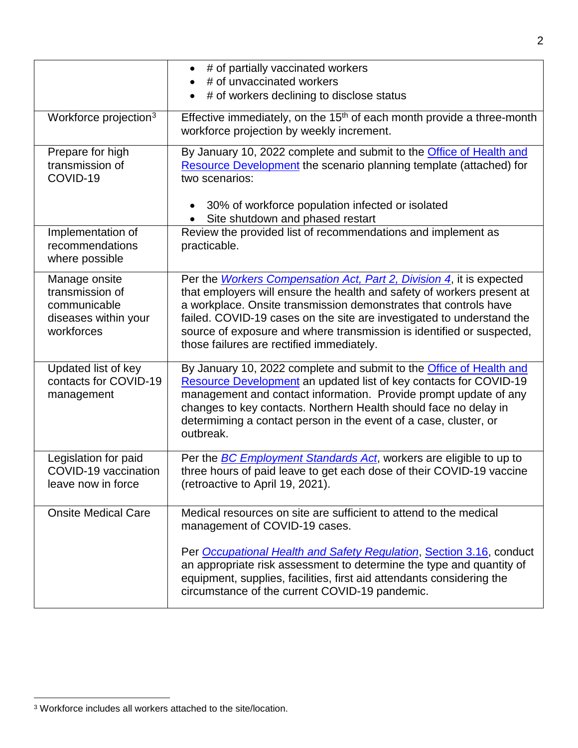| | |
|---|---|
| | • # of partially vaccinated workers<br>• # of unvaccinated workers<br>• # of workers declining to disclose status |
| Workforce projection[3] | Effective immediately, on the 15th of each month provide a three-month workforce projection by weekly increment. |
| Prepare for high transmission of COVID-19 | By January 10, 2022 complete and submit to the Office of Health and Resource Development the scenario planning template (attached) for two scenarios:<br><br>• 30% of workforce population infected or isolated<br>• Site shutdown and phased restart |
| Implementation of recommendations where possible | Review the provided list of recommendations and implement as practicable. |
| Manage onsite transmission of communicable diseases within your workforces | Per the *Workers Compensation Act, Part 2, Division 4*, it is expected that employers will ensure the health and safety of workers present at a workplace. Onsite transmission demonstrates that controls have failed. COVID-19 cases on the site are investigated to understand the source of exposure and where transmission is identified or suspected, those failures are rectified immediately. |
| Updated list of key contacts for COVID-19 management | By January 10, 2022 complete and submit to the Office of Health and Resource Development an updated list of key contacts for COVID-19 management and contact information. Provide prompt update of any changes to key contacts. Northern Health should face no delay in determiming a contact person in the event of a case, cluster, or outbreak. |
| Legislation for paid COVID-19 vaccination leave now in force | Per the *BC Employment Standards Act*, workers are eligible to up to three hours of paid leave to get each dose of their COVID-19 vaccine (retroactive to April 19, 2021). |
| Onsite Medical Care | Medical resources on site are sufficient to attend to the medical management of COVID-19 cases.<br><br>Per *Occupational Health and Safety Regulation*, Section 3.16, conduct an appropriate risk assessment to determine the type and quantity of equipment, supplies, facilities, first aid attendants considering the circumstance of the current COVID-19 pandemic. |

[3] Workforce includes all workers attached to the site/location.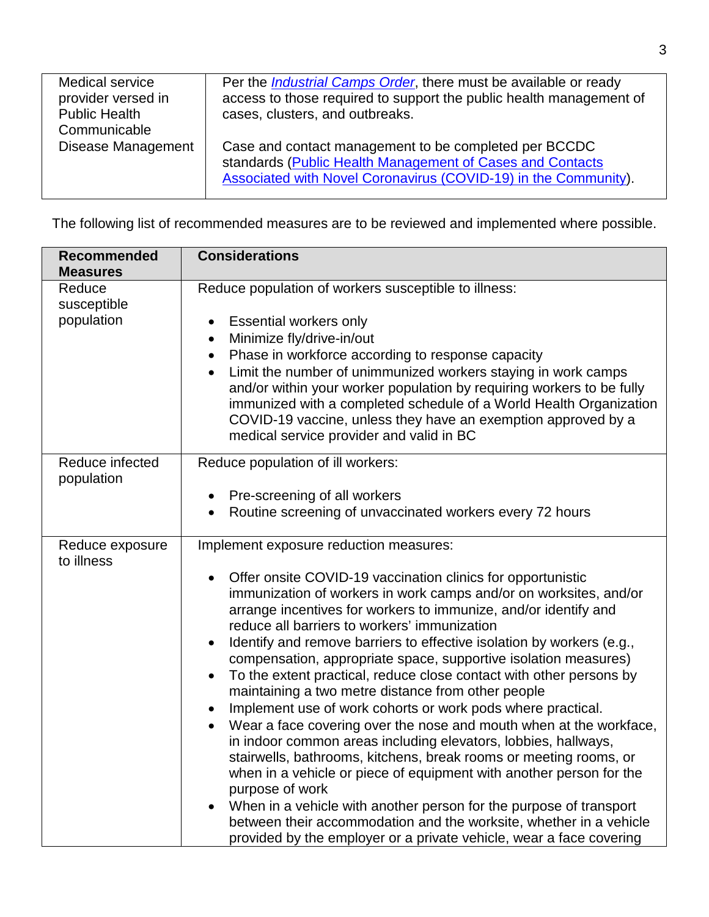| Medical service provider versed in Public Health Communicable Disease Management | Per the *Industrial Camps Order*, there must be available or ready access to those required to support the public health management of cases, clusters, and outbreaks.<br><br>Case and contact management to be completed per BCCDC standards (Public Health Management of Cases and Contacts Associated with Novel Coronavirus (COVID-19) in the Community). |
|---|---|

The following list of recommended measures are to be reviewed and implemented where possible.

| Recommended Measures | Considerations |
|---|---|
| Reduce susceptible population | Reduce population of workers susceptible to illness:<br><br>• Essential workers only<br>• Minimize fly/drive-in/out<br>• Phase in workforce according to response capacity<br>• Limit the number of unimmunized workers staying in work camps and/or within your worker population by requiring workers to be fully immunized with a completed schedule of a World Health Organization COVID-19 vaccine, unless they have an exemption approved by a medical service provider and valid in BC |
| Reduce infected population | Reduce population of ill workers:<br><br>• Pre-screening of all workers<br>• Routine screening of unvaccinated workers every 72 hours |
| Reduce exposure to illness | Implement exposure reduction measures:<br><br>• Offer onsite COVID-19 vaccination clinics for opportunistic immunization of workers in work camps and/or on worksites, and/or arrange incentives for workers to immunize, and/or identify and reduce all barriers to workers' immunization<br>• Identify and remove barriers to effective isolation by workers (e.g., compensation, appropriate space, supportive isolation measures)<br>• To the extent practical, reduce close contact with other persons by maintaining a two metre distance from other people<br>• Implement use of work cohorts or work pods where practical.<br>• Wear a face covering over the nose and mouth when at the workface, in indoor common areas including elevators, lobbies, hallways, stairwells, bathrooms, kitchens, break rooms or meeting rooms, or when in a vehicle or piece of equipment with another person for the purpose of work<br>• When in a vehicle with another person for the purpose of transport between their accommodation and the worksite, whether in a vehicle provided by the employer or a private vehicle, wear a face covering |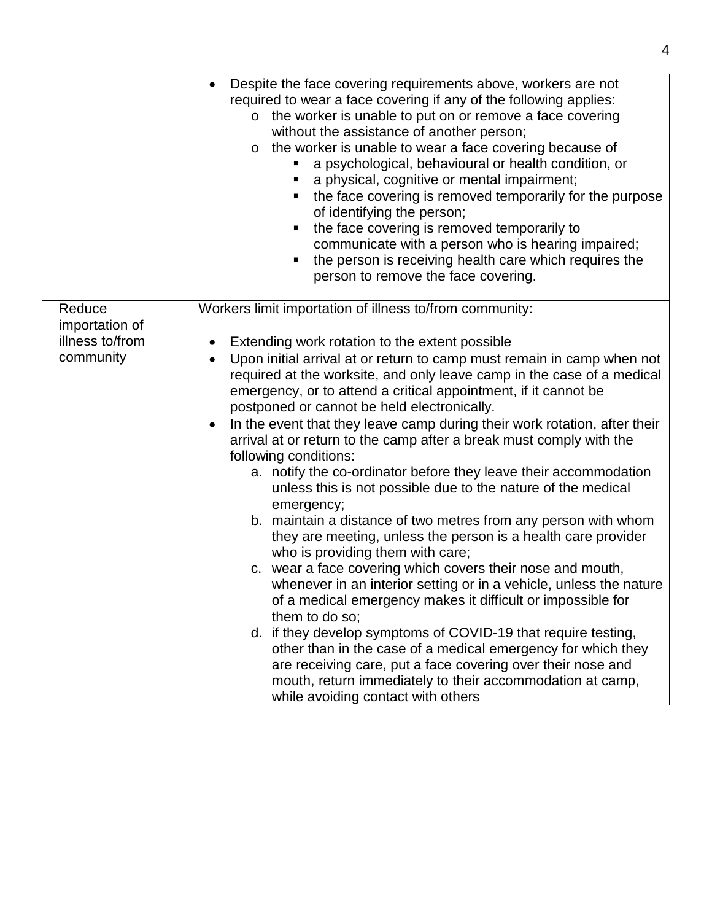| | |
|---|---|
| | • Despite the face covering requirements above, workers are not required to wear a face covering if any of the following applies:<br>  o the worker is unable to put on or remove a face covering without the assistance of another person;<br>  o the worker is unable to wear a face covering because of<br>    ▪ a psychological, behavioural or health condition, or<br>    ▪ a physical, cognitive or mental impairment;<br>    ▪ the face covering is removed temporarily for the purpose of identifying the person;<br>    ▪ the face covering is removed temporarily to communicate with a person who is hearing impaired;<br>    ▪ the person is receiving health care which requires the person to remove the face covering. |
| Reduce importation of illness to/from community | Workers limit importation of illness to/from community:<br><br>• Extending work rotation to the extent possible<br>• Upon initial arrival at or return to camp must remain in camp when not required at the worksite, and only leave camp in the case of a medical emergency, or to attend a critical appointment, if it cannot be postponed or cannot be held electronically.<br>• In the event that they leave camp during their work rotation, after their arrival at or return to the camp after a break must comply with the following conditions:<br>  a. notify the co-ordinator before they leave their accommodation unless this is not possible due to the nature of the medical emergency;<br>  b. maintain a distance of two metres from any person with whom they are meeting, unless the person is a health care provider who is providing them with care;<br>  c. wear a face covering which covers their nose and mouth, whenever in an interior setting or in a vehicle, unless the nature of a medical emergency makes it difficult or impossible for them to do so;<br>  d. if they develop symptoms of COVID-19 that require testing, other than in the case of a medical emergency for which they are receiving care, put a face covering over their nose and mouth, return immediately to their accommodation at camp, while avoiding contact with others |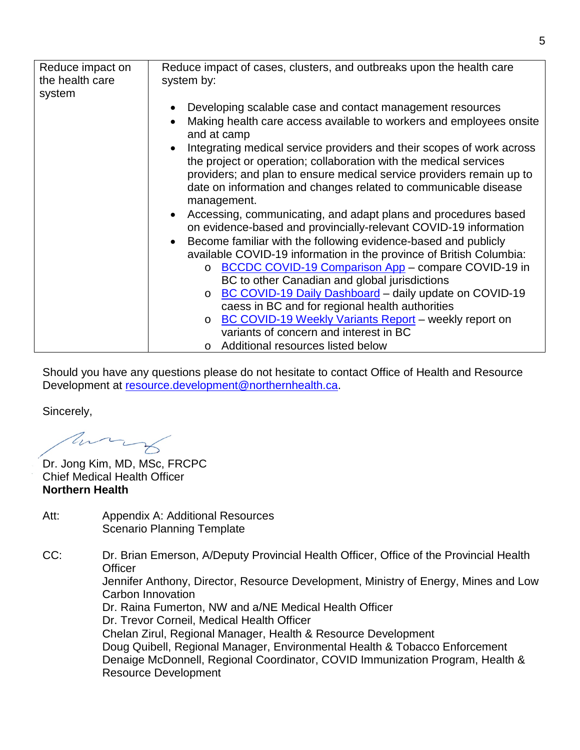| | |
|---|---|
| Reduce impact on the health care system | Reduce impact of cases, clusters, and outbreaks upon the health care system by:<br><br>• Developing scalable case and contact management resources<br>• Making health care access available to workers and employees onsite and at camp<br>• Integrating medical service providers and their scopes of work across the project or operation; collaboration with the medical services providers; and plan to ensure medical service providers remain up to date on information and changes related to communicable disease management.<br>• Accessing, communicating, and adapt plans and procedures based on evidence-based and provincially-relevant COVID-19 information<br>• Become familiar with the following evidence-based and publicly available COVID-19 information in the province of British Columbia:<br>  o BCCDC COVID-19 Comparison App – compare COVID-19 in BC to other Canadian and global jurisdictions<br>  o BC COVID-19 Daily Dashboard – daily update on COVID-19 caess in BC and for regional health authorities<br>  o BC COVID-19 Weekly Variants Report – weekly report on variants of concern and interest in BC<br>  o Additional resources listed below |

Should you have any questions please do not hesitate to contact Office of Health and Resource Development at resource.development@northernhealth.ca.

Sincerely,

Dr. Jong Kim, MD, MSc, FRCPC
Chief Medical Health Officer
**Northern Health**

Att: Appendix A: Additional Resources
Scenario Planning Template

CC: Dr. Brian Emerson, A/Deputy Provincial Health Officer, Office of the Provincial Health Officer
Jennifer Anthony, Director, Resource Development, Ministry of Energy, Mines and Low Carbon Innovation
Dr. Raina Fumerton, NW and a/NE Medical Health Officer
Dr. Trevor Corneil, Medical Health Officer
Chelan Zirul, Regional Manager, Health & Resource Development
Doug Quibell, Regional Manager, Environmental Health & Tobacco Enforcement
Denaige McDonnell, Regional Coordinator, COVID Immunization Program, Health & Resource Development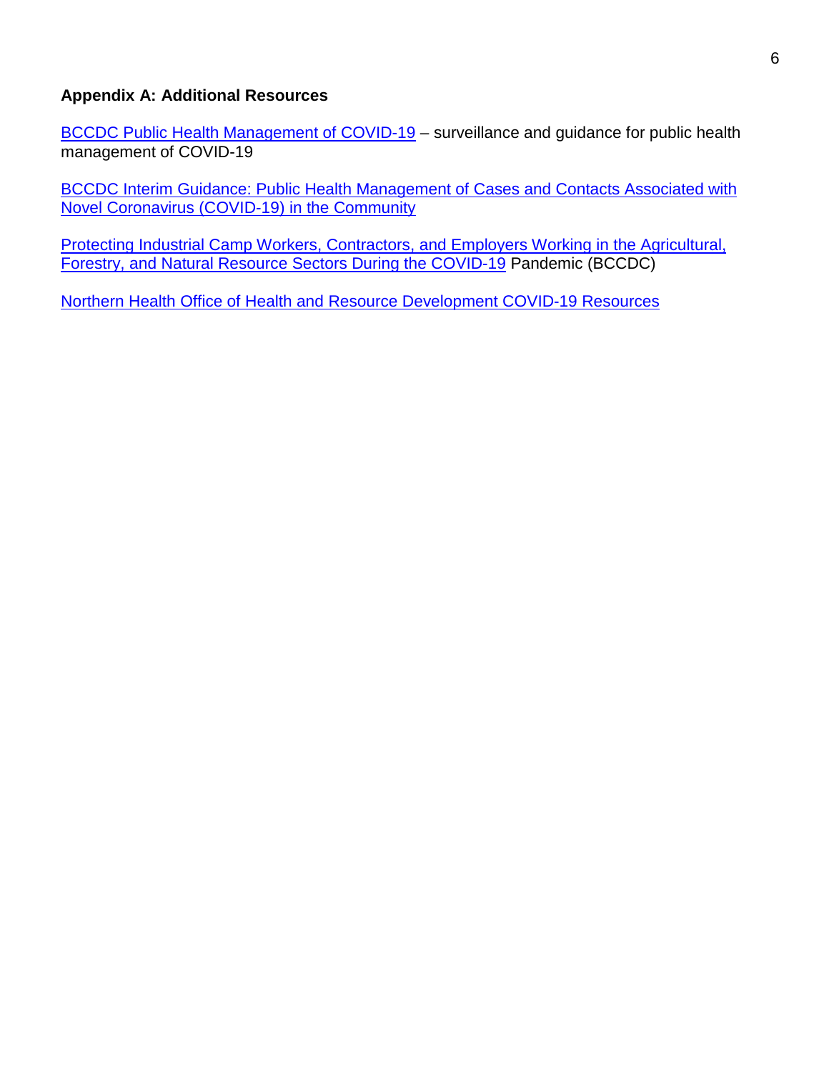### Appendix A: Additional Resources

BCCDC Public Health Management of COVID-19 – surveillance and guidance for public health management of COVID-19

BCCDC Interim Guidance: Public Health Management of Cases and Contacts Associated with Novel Coronavirus (COVID-19) in the Community

Protecting Industrial Camp Workers, Contractors, and Employers Working in the Agricultural, Forestry, and Natural Resource Sectors During the COVID-19 Pandemic (BCCDC)

Northern Health Office of Health and Resource Development COVID-19 Resources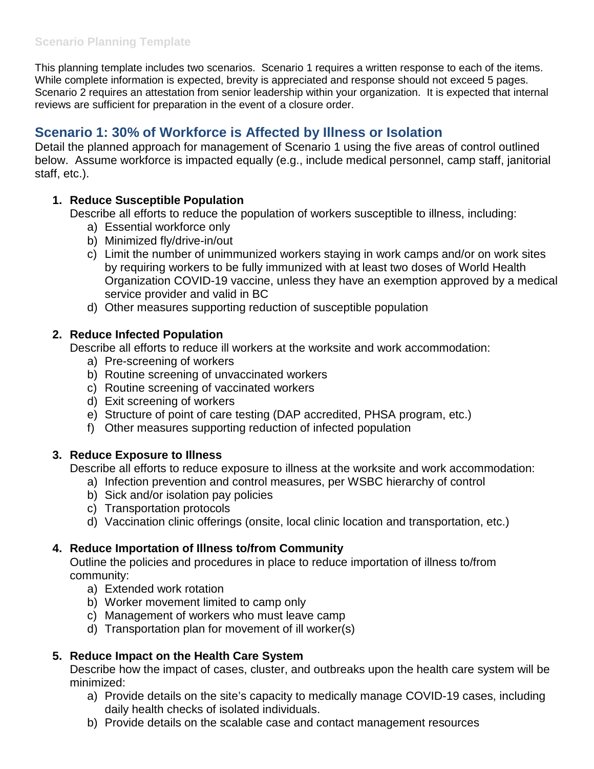## Scenario Planning Template

This planning template includes two scenarios. Scenario 1 requires a written response to each of the items. While complete information is expected, brevity is appreciated and response should not exceed 5 pages. Scenario 2 requires an attestation from senior leadership within your organization. It is expected that internal reviews are sufficient for preparation in the event of a closure order.

## Scenario 1: 30% of Workforce is Affected by Illness or Isolation

Detail the planned approach for management of Scenario 1 using the five areas of control outlined below. Assume workforce is impacted equally (e.g., include medical personnel, camp staff, janitorial staff, etc.).

1. **Reduce Susceptible Population**
   Describe all efforts to reduce the population of workers susceptible to illness, including:
   a) Essential workforce only
   b) Minimized fly/drive-in/out
   c) Limit the number of unimmunized workers staying in work camps and/or on work sites by requiring workers to be fully immunized with at least two doses of World Health Organization COVID-19 vaccine, unless they have an exemption approved by a medical service provider and valid in BC
   d) Other measures supporting reduction of susceptible population

2. **Reduce Infected Population**
   Describe all efforts to reduce ill workers at the worksite and work accommodation:
   a) Pre-screening of workers
   b) Routine screening of unvaccinated workers
   c) Routine screening of vaccinated workers
   d) Exit screening of workers
   e) Structure of point of care testing (DAP accredited, PHSA program, etc.)
   f) Other measures supporting reduction of infected population

3. **Reduce Exposure to Illness**
   Describe all efforts to reduce exposure to illness at the worksite and work accommodation:
   a) Infection prevention and control measures, per WSBC hierarchy of control
   b) Sick and/or isolation pay policies
   c) Transportation protocols
   d) Vaccination clinic offerings (onsite, local clinic location and transportation, etc.)

4. **Reduce Importation of Illness to/from Community**
   Outline the policies and procedures in place to reduce importation of illness to/from community:
   a) Extended work rotation
   b) Worker movement limited to camp only
   c) Management of workers who must leave camp
   d) Transportation plan for movement of ill worker(s)

5. **Reduce Impact on the Health Care System**
   Describe how the impact of cases, cluster, and outbreaks upon the health care system will be minimized:
   a) Provide details on the site's capacity to medically manage COVID-19 cases, including daily health checks of isolated individuals.
   b) Provide details on the scalable case and contact management resources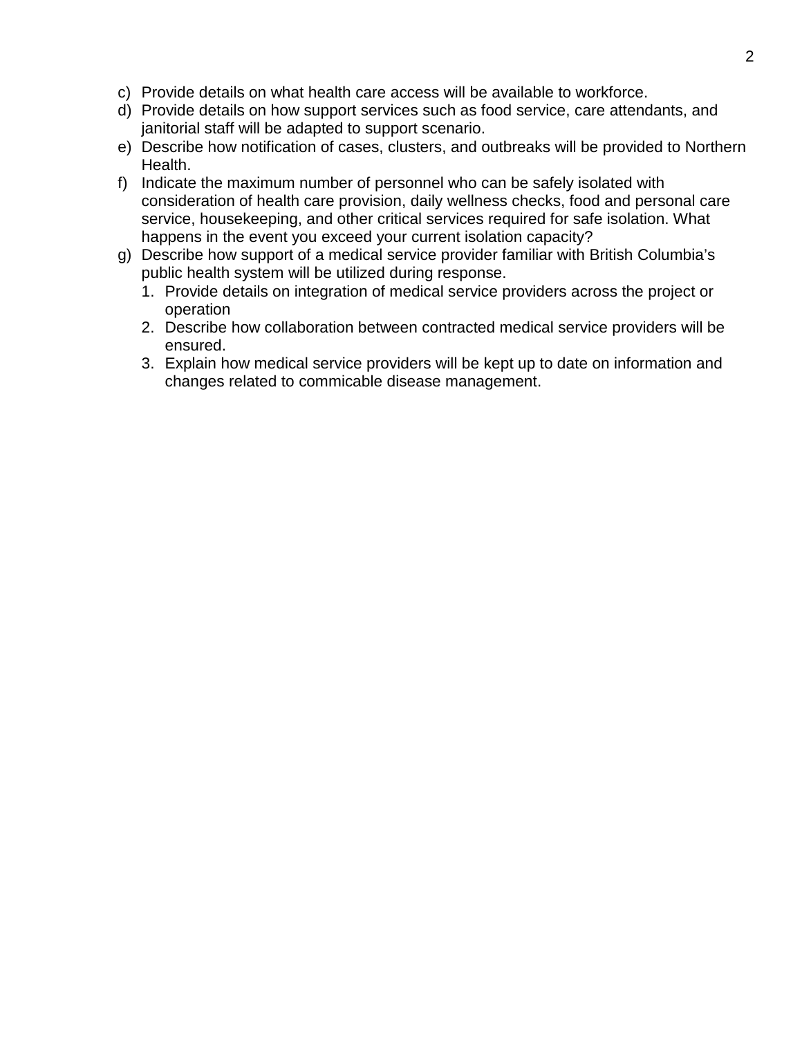c) Provide details on what health care access will be available to workforce.
d) Provide details on how support services such as food service, care attendants, and janitorial staff will be adapted to support scenario.
e) Describe how notification of cases, clusters, and outbreaks will be provided to Northern Health.
f) Indicate the maximum number of personnel who can be safely isolated with consideration of health care provision, daily wellness checks, food and personal care service, housekeeping, and other critical services required for safe isolation. What happens in the event you exceed your current isolation capacity?
g) Describe how support of a medical service provider familiar with British Columbia's public health system will be utilized during response.
   1. Provide details on integration of medical service providers across the project or operation
   2. Describe how collaboration between contracted medical service providers will be ensured.
   3. Explain how medical service providers will be kept up to date on information and changes related to commicable disease management.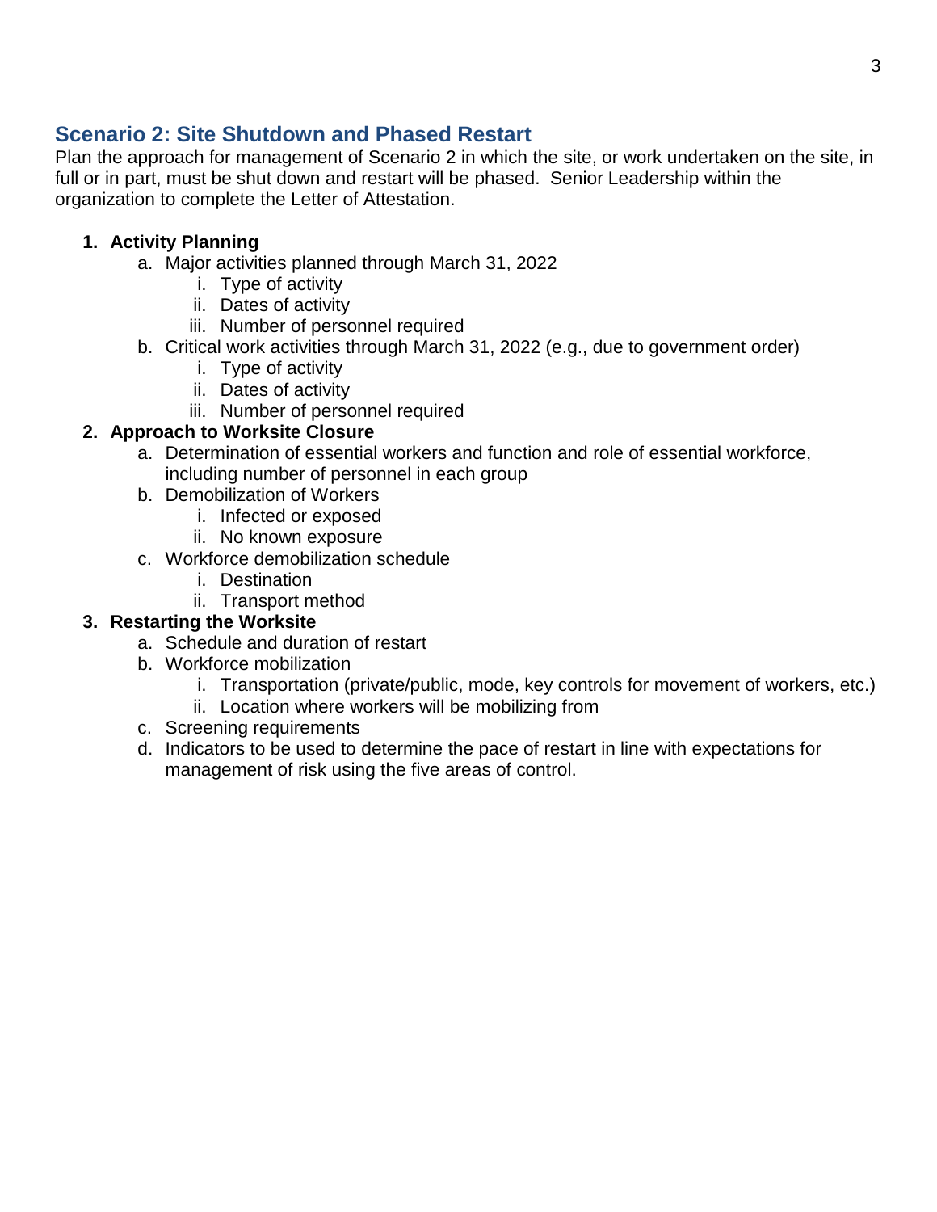## Scenario 2: Site Shutdown and Phased Restart

Plan the approach for management of Scenario 2 in which the site, or work undertaken on the site, in full or in part, must be shut down and restart will be phased. Senior Leadership within the organization to complete the Letter of Attestation.

1. **Activity Planning**
   a. Major activities planned through March 31, 2022
      i. Type of activity
      ii. Dates of activity
      iii. Number of personnel required
   b. Critical work activities through March 31, 2022 (e.g., due to government order)
      i. Type of activity
      ii. Dates of activity
      iii. Number of personnel required
2. **Approach to Worksite Closure**
   a. Determination of essential workers and function and role of essential workforce, including number of personnel in each group
   b. Demobilization of Workers
      i. Infected or exposed
      ii. No known exposure
   c. Workforce demobilization schedule
      i. Destination
      ii. Transport method
3. **Restarting the Worksite**
   a. Schedule and duration of restart
   b. Workforce mobilization
      i. Transportation (private/public, mode, key controls for movement of workers, etc.)
      ii. Location where workers will be mobilizing from
   c. Screening requirements
   d. Indicators to be used to determine the pace of restart in line with expectations for management of risk using the five areas of control.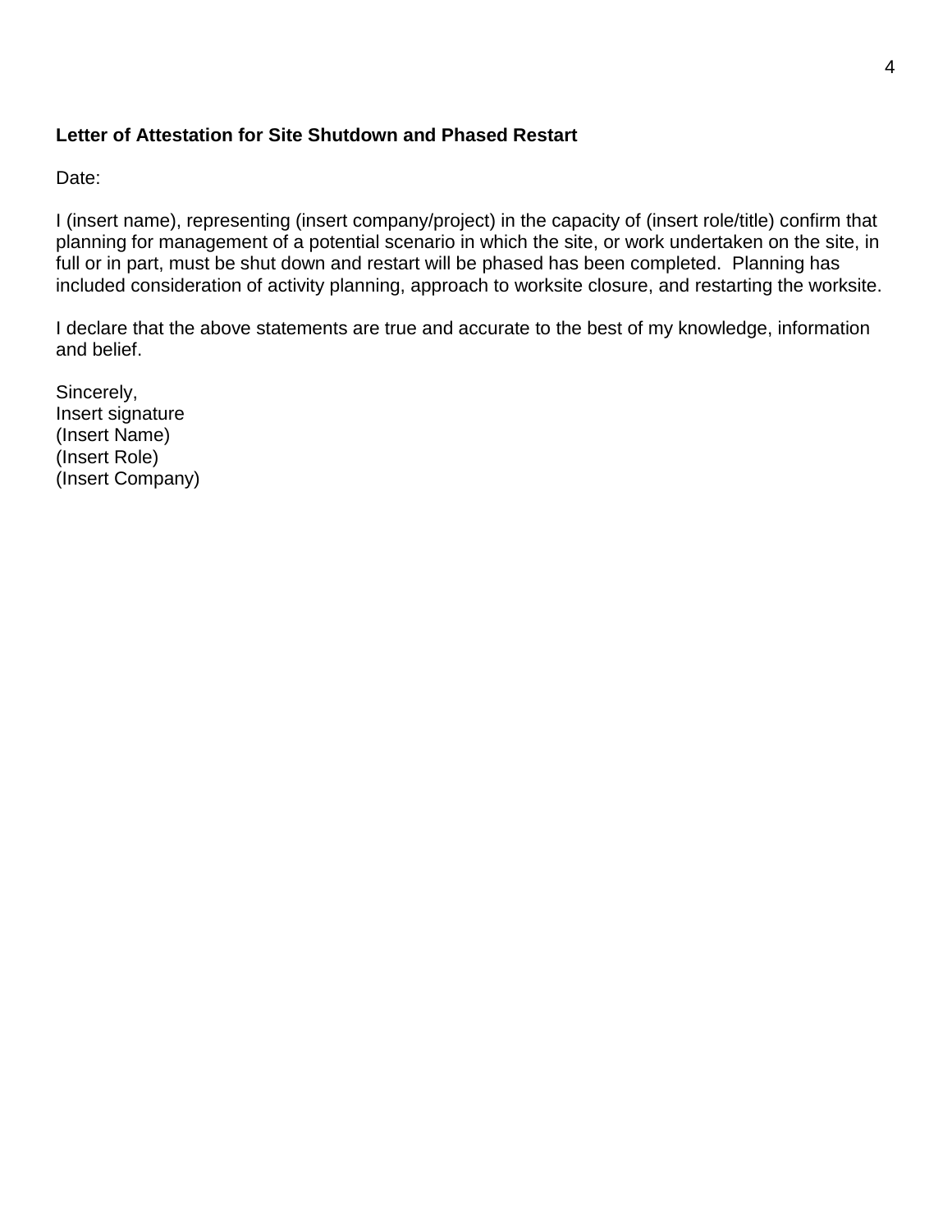**Letter of Attestation for Site Shutdown and Phased Restart**

Date:

I (insert name), representing (insert company/project) in the capacity of (insert role/title) confirm that planning for management of a potential scenario in which the site, or work undertaken on the site, in full or in part, must be shut down and restart will be phased has been completed. Planning has included consideration of activity planning, approach to worksite closure, and restarting the worksite.

I declare that the above statements are true and accurate to the best of my knowledge, information and belief.

Sincerely,  
Insert signature  
(Insert Name)  
(Insert Role)  
(Insert Company)